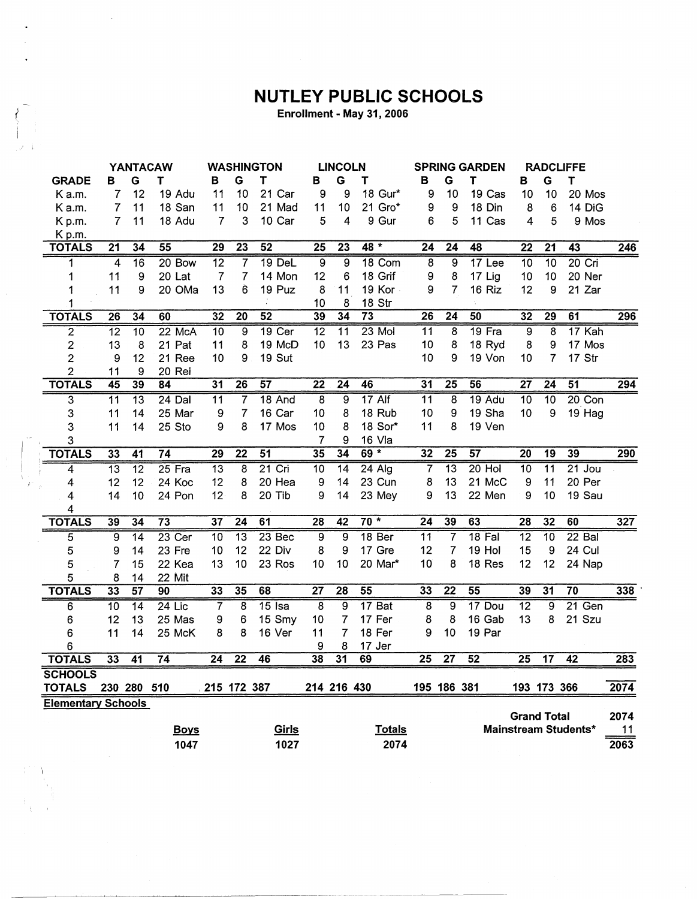# NUTLEY PUBLIC SCHOOLS

**Enrollment - May 31, 2006**

| | YANTACAW | | | WASHINGTON | | | LINCOLN | | | SPRING GARDEN | | | RADCLIFFE | | | |
|---|---|---|---|---|---|---|---|---|---|---|---|---|---|---|---|---|
| **GRADE** | **B** | **G** | **T** | **B** | **G** | **T** | **B** | **G** | **T** | **B** | **G** | **T** | **B** | **G** | **T** | |
| K a.m. | 7 | 12 | 19 Adu | 11 | 10 | 21 Car | 9 | 9 | 18 Gur* | 9 | 10 | 19 Cas | 10 | 10 | 20 Mos | |
| K a.m. | 7 | 11 | 18 San | 11 | 10 | 21 Mad | 11 | 10 | 21 Gro* | 9 | 9 | 18 Din | 8 | 6 | 14 DiG | |
| K p.m. | 7 | 11 | 18 Adu | 7 | 3 | 10 Car | 5 | 4 | 9 Gur | 6 | 5 | 11 Cas | 4 | 5 | 9 Mos | |
| K p.m. | | | | | | | | | | | | | | | | |
| **TOTALS** | 21 | 34 | 55 | 29 | 23 | 52 | 25 | 23 | 48 * | 24 | 24 | 48 | 22 | 21 | 43 | 246 |
| 1 | 4 | 16 | 20 Bow | 12 | 7 | 19 DeL | 9 | 9 | 18 Com | 8 | 9 | 17 Lee | 10 | 10 | 20 Cri | |
| 1 | 11 | 9 | 20 Lat | 7 | 7 | 14 Mon | 12 | 6 | 18 Grif | 9 | 8 | 17 Lig | 10 | 10 | 20 Ner | |
| 1 | 11 | 9 | 20 OMa | 13 | 6 | 19 Puz | 8 | 11 | 19 Kor | 9 | 7 | 16 Riz | 12 | 9 | 21 Zar | |
| 1 | | | | | | | 10 | 8 | 18 Str | | | | | | | |
| **TOTALS** | 26 | 34 | 60 | 32 | 20 | 52 | 39 | 34 | 73 | 26 | 24 | 50 | 32 | 29 | 61 | 296 |
| 2 | 12 | 10 | 22 McA | 10 | 9 | 19 Cer | 12 | 11 | 23 Mol | 11 | 8 | 19 Fra | 9 | 8 | 17 Kah | |
| 2 | 13 | 8 | 21 Pat | 11 | 8 | 19 McD | 10 | 13 | 23 Pas | 10 | 8 | 18 Ryd | 8 | 9 | 17 Mos | |
| 2 | 9 | 12 | 21 Ree | 10 | 9 | 19 Sut | | | | 10 | 9 | 19 Von | 10 | 7 | 17 Str | |
| 2 | 11 | 9 | 20 Rei | | | | | | | | | | | | | |
| **TOTALS** | 45 | 39 | 84 | 31 | 26 | 57 | 22 | 24 | 46 | 31 | 25 | 56 | 27 | 24 | 51 | 294 |
| 3 | 11 | 13 | 24 Dal | 11 | 7 | 18 And | 8 | 9 | 17 Alf | 11 | 8 | 19 Adu | 10 | 10 | 20 Con | |
| 3 | 11 | 14 | 25 Mar | 9 | 7 | 16 Car | 10 | 8 | 18 Rub | 10 | 9 | 19 Sha | 10 | 9 | 19 Hag | |
| 3 | 11 | 14 | 25 Sto | 9 | 8 | 17 Mos | 10 | 8 | 18 Sor* | 11 | 8 | 19 Ven | | | | |
| 3 | | | | | | | 7 | 9 | 16 Vla | | | | | | | |
| **TOTALS** | 33 | 41 | 74 | 29 | 22 | 51 | 35 | 34 | 69 * | 32 | 25 | 57 | 20 | 19 | 39 | 290 |
| 4 | 13 | 12 | 25 Fra | 13 | 8 | 21 Cri | 10 | 14 | 24 Alg | 7 | 13 | 20 Hol | 10 | 11 | 21 Jou | |
| 4 | 12 | 12 | 24 Koc | 12 | 8 | 20 Hea | 9 | 14 | 23 Cun | 8 | 13 | 21 McC | 9 | 11 | 20 Per | |
| 4 | 14 | 10 | 24 Pon | 12 | 8 | 20 Tib | 9 | 14 | 23 Mey | 9 | 13 | 22 Men | 9 | 10 | 19 Sau | |
| 4 | | | | | | | | | | | | | | | | |
| **TOTALS** | 39 | 34 | 73 | 37 | 24 | 61 | 28 | 42 | 70 * | 24 | 39 | 63 | 28 | 32 | 60 | 327 |
| 5 | 9 | 14 | 23 Cer | 10 | 13 | 23 Bec | 9 | 9 | 18 Ber | 11 | 7 | 18 Fal | 12 | 10 | 22 Bal | |
| 5 | 9 | 14 | 23 Fre | 10 | 12 | 22 Div | 8 | 9 | 17 Gre | 12 | 7 | 19 Hol | 15 | 9 | 24 Cul | |
| 5 | 7 | 15 | 22 Kea | 13 | 10 | 23 Ros | 10 | 10 | 20 Mar* | 10 | 8 | 18 Res | 12 | 12 | 24 Nap | |
| 5 | 8 | 14 | 22 Mit | | | | | | | | | | | | | |
| **TOTALS** | 33 | 57 | 90 | 33 | 35 | 68 | 27 | 28 | 55 | 33 | 22 | 55 | 39 | 31 | 70 | 338 |
| 6 | 10 | 14 | 24 Lic | 7 | 8 | 15 Isa | 8 | 9 | 17 Bat | 8 | 9 | 17 Dou | 12 | 9 | 21 Gen | |
| 6 | 12 | 13 | 25 Mas | 9 | 6 | 15 Smy | 10 | 7 | 17 Fer | 8 | 8 | 16 Gab | 13 | 8 | 21 Szu | |
| 6 | 11 | 14 | 25 McK | 8 | 8 | 16 Ver | 11 | 7 | 18 Fer | 9 | 10 | 19 Par | | | | |
| 6 | | | | | | | 9 | 8 | 17 Jer | | | | | | | |
| **TOTALS** | 33 | 41 | 74 | 24 | 22 | 46 | 38 | 31 | 69 | 25 | 27 | 52 | 25 | 17 | 42 | 283 |
| **SCHOOLS TOTALS** | 230 | 280 | 510 | 215 | 172 | 387 | 214 | 216 | 430 | 195 | 186 | 381 | 193 | 173 | 366 | 2074 |

**Elementary Schools**

| Boys | Girls | Totals |
|---|---|---|
| 1047 | 1027 | 2074 |

| | |
|---|---|
| **Grand Total** | 2074 |
| **Mainstream Students*** | 11 |
| | 2063 |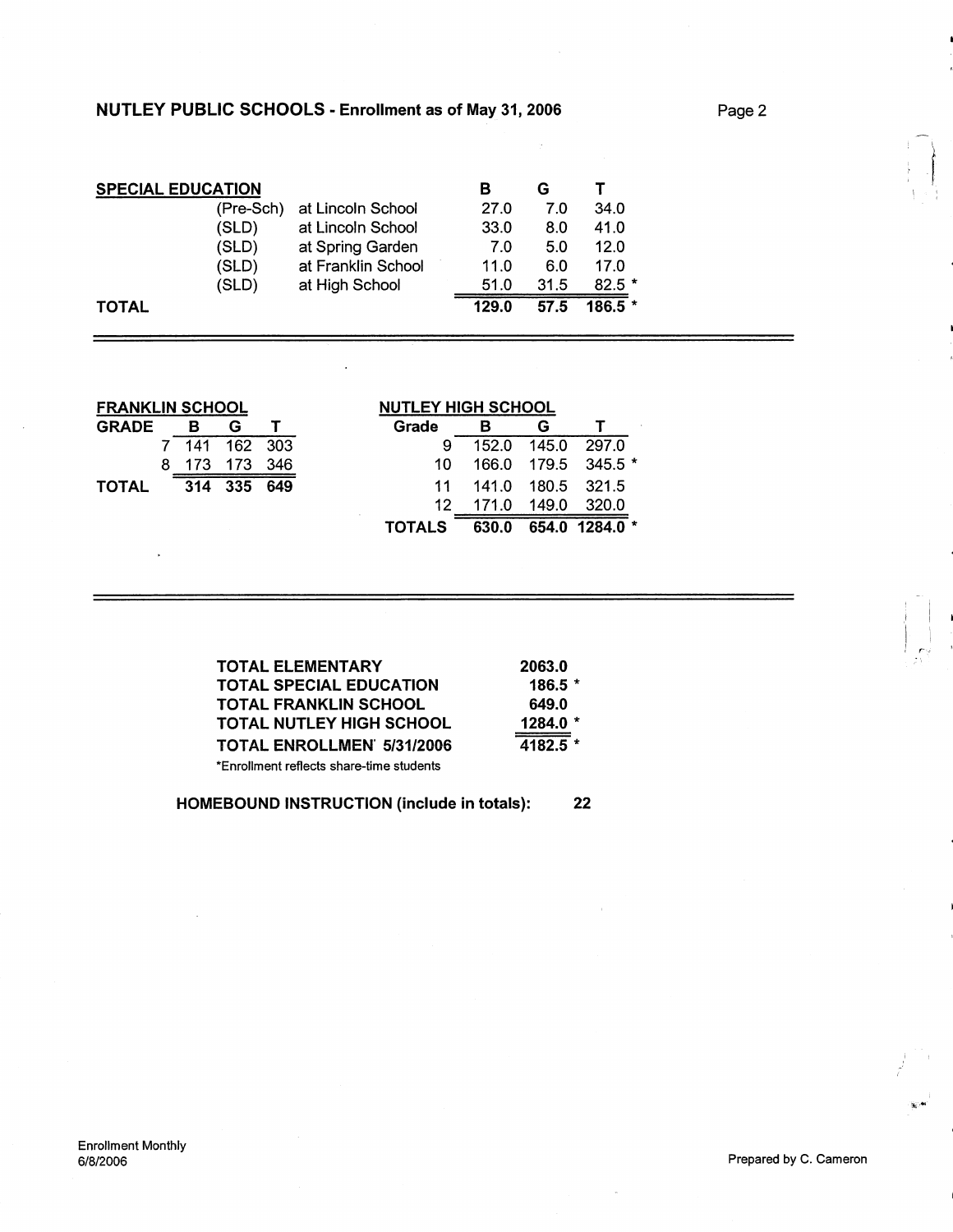## NUTLEY PUBLIC SCHOOLS - Enrollment as of May 31, 2006

| SPECIAL EDUCATION | | | B | G | T |
|---|---|---|---|---|---|
| | (Pre-Sch) | at Lincoln School | 27.0 | 7.0 | 34.0 |
| | (SLD) | at Lincoln School | 33.0 | 8.0 | 41.0 |
| | (SLD) | at Spring Garden | 7.0 | 5.0 | 12.0 |
| | (SLD) | at Franklin School | 11.0 | 6.0 | 17.0 |
| | (SLD) | at High School | 51.0 | 31.5 | 82.5 * |
| **TOTAL** | | | **129.0** | **57.5** | **186.5 *** |

**FRANKLIN SCHOOL**

| GRADE | B | G | T |
|---|---|---|---|
| 7 | 141 | 162 | 303 |
| 8 | 173 | 173 | 346 |
| **TOTAL** | **314** | **335** | **649** |

**NUTLEY HIGH SCHOOL**

| Grade | B | G | T |
|---|---|---|---|
| 9 | 152.0 | 145.0 | 297.0 |
| 10 | 166.0 | 179.5 | 345.5 * |
| 11 | 141.0 | 180.5 | 321.5 |
| 12 | 171.0 | 149.0 | 320.0 |
| **TOTALS** | **630.0** | **654.0** | **1284.0 *** |

| | |
|---|---|
| **TOTAL ELEMENTARY** | **2063.0** |
| **TOTAL SPECIAL EDUCATION** | **186.5 *** |
| **TOTAL FRANKLIN SCHOOL** | **649.0** |
| **TOTAL NUTLEY HIGH SCHOOL** | **1284.0 *** |
| **TOTAL ENROLLMEN' 5/31/2006** | **4182.5 *** |

*Enrollment reflects share-time students

**HOMEBOUND INSTRUCTION (include in totals): 22**

Enrollment Monthly
6/8/2006

Prepared by C. Cameron